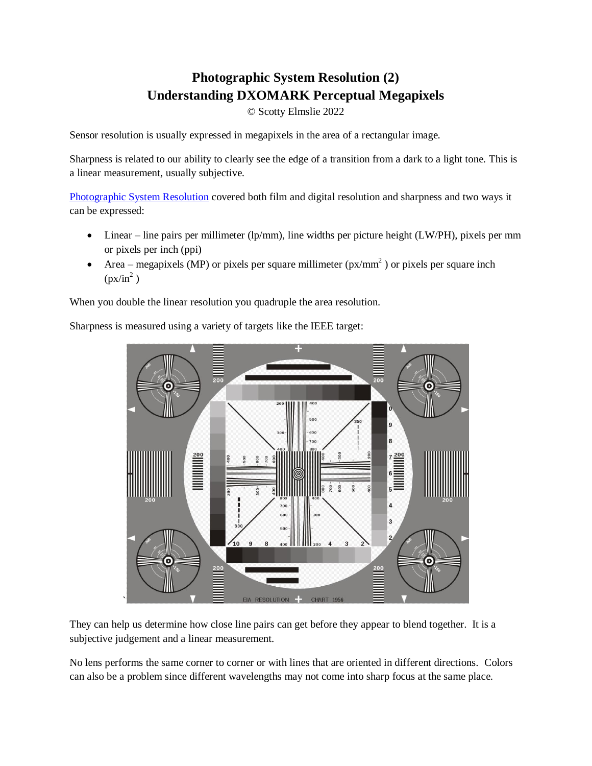# Photographic System Resolution (2)
# Understanding DXOMARK Perceptual Megapixels

© Scotty Elmslie 2022

Sensor resolution is usually expressed in megapixels in the area of a rectangular image.

Sharpness is related to our ability to clearly see the edge of a transition from a dark to a light tone. This is a linear measurement, usually subjective.

Photographic System Resolution covered both film and digital resolution and sharpness and two ways it can be expressed:

- Linear – line pairs per millimeter (lp/mm), line widths per picture height (LW/PH), pixels per mm or pixels per inch (ppi)
- Area – megapixels (MP) or pixels per square millimeter ($px/mm^2$) or pixels per square inch ($px/in^2$)

When you double the linear resolution you quadruple the area resolution.

Sharpness is measured using a variety of targets like the IEEE target:

They can help us determine how close line pairs can get before they appear to blend together. It is a subjective judgement and a linear measurement.

No lens performs the same corner to corner or with lines that are oriented in different directions. Colors can also be a problem since different wavelengths may not come into sharp focus at the same place.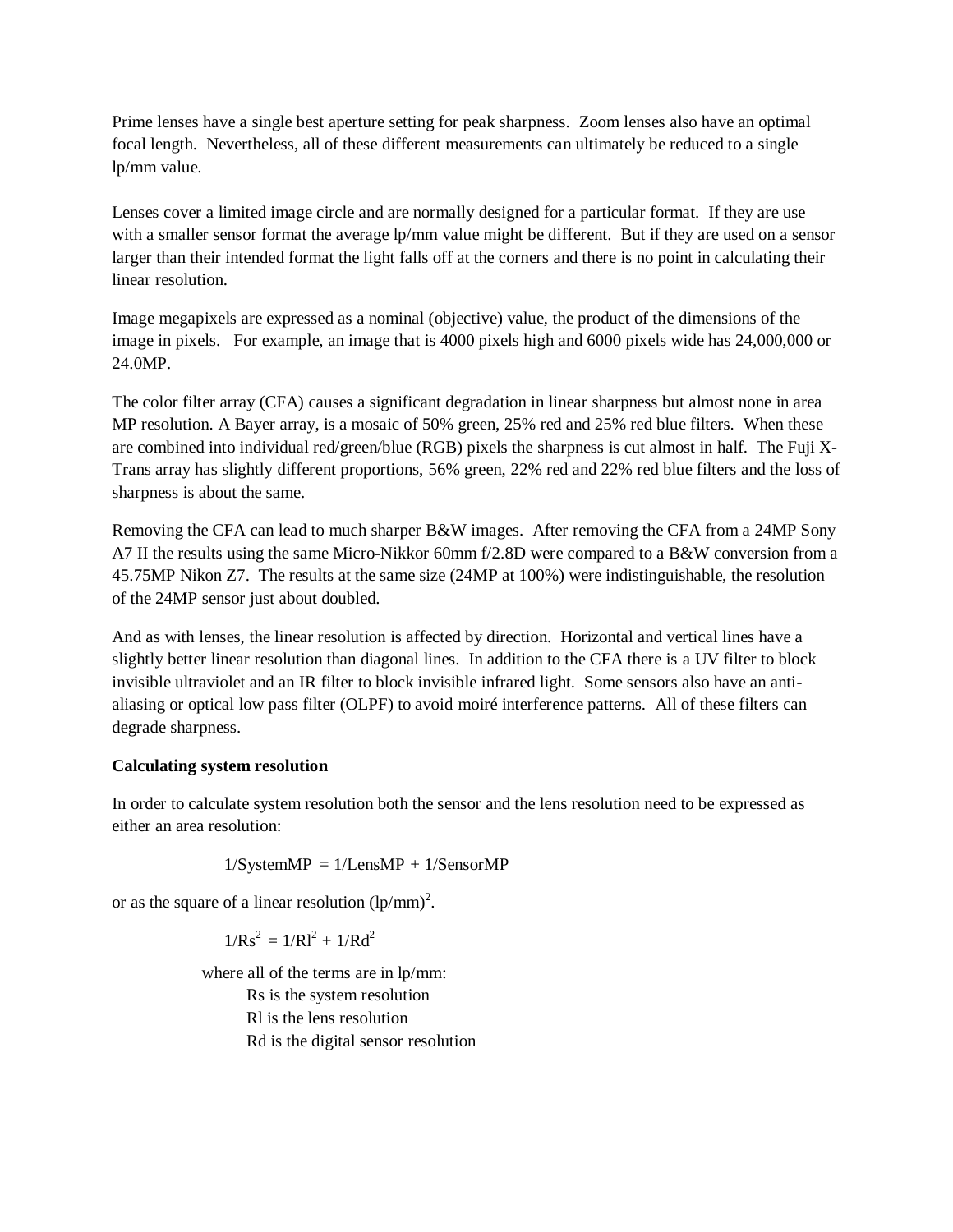Prime lenses have a single best aperture setting for peak sharpness. Zoom lenses also have an optimal focal length. Nevertheless, all of these different measurements can ultimately be reduced to a single lp/mm value.

Lenses cover a limited image circle and are normally designed for a particular format. If they are use with a smaller sensor format the average lp/mm value might be different. But if they are used on a sensor larger than their intended format the light falls off at the corners and there is no point in calculating their linear resolution.

Image megapixels are expressed as a nominal (objective) value, the product of the dimensions of the image in pixels. For example, an image that is 4000 pixels high and 6000 pixels wide has 24,000,000 or 24.0MP.

The color filter array (CFA) causes a significant degradation in linear sharpness but almost none in area MP resolution. A Bayer array, is a mosaic of 50% green, 25% red and 25% red blue filters. When these are combined into individual red/green/blue (RGB) pixels the sharpness is cut almost in half. The Fuji X-Trans array has slightly different proportions, 56% green, 22% red and 22% red blue filters and the loss of sharpness is about the same.

Removing the CFA can lead to much sharper B&W images. After removing the CFA from a 24MP Sony A7 II the results using the same Micro-Nikkor 60mm f/2.8D were compared to a B&W conversion from a 45.75MP Nikon Z7. The results at the same size (24MP at 100%) were indistinguishable, the resolution of the 24MP sensor just about doubled.

And as with lenses, the linear resolution is affected by direction. Horizontal and vertical lines have a slightly better linear resolution than diagonal lines. In addition to the CFA there is a UV filter to block invisible ultraviolet and an IR filter to block invisible infrared light. Some sensors also have an anti-aliasing or optical low pass filter (OLPF) to avoid moiré interference patterns. All of these filters can degrade sharpness.

**Calculating system resolution**

In order to calculate system resolution both the sensor and the lens resolution need to be expressed as either an area resolution:

$$1/\text{SystemMP} = 1/\text{LensMP} + 1/\text{SensorMP}$$

or as the square of a linear resolution $(\text{lp/mm})^2$.

$$1/Rs^2 = 1/Rl^2 + 1/Rd^2$$

where all of the terms are in lp/mm:

- Rs is the system resolution
- Rl is the lens resolution
- Rd is the digital sensor resolution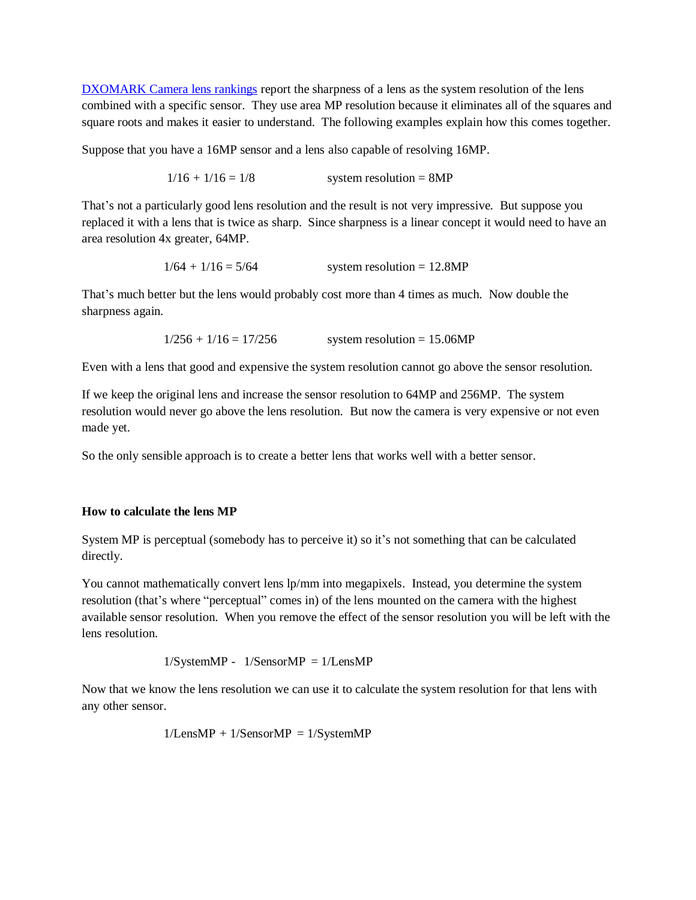[DXOMARK Camera lens rankings] report the sharpness of a lens as the system resolution of the lens combined with a specific sensor. They use area MP resolution because it eliminates all of the squares and square roots and makes it easier to understand. The following examples explain how this comes together.

Suppose that you have a 16MP sensor and a lens also capable of resolving 16MP.

$$1/16 + 1/16 = 1/8 \qquad \text{system resolution} = 8\text{MP}$$

That's not a particularly good lens resolution and the result is not very impressive. But suppose you replaced it with a lens that is twice as sharp. Since sharpness is a linear concept it would need to have an area resolution 4x greater, 64MP.

$$1/64 + 1/16 = 5/64 \qquad \text{system resolution} = 12.8\text{MP}$$

That's much better but the lens would probably cost more than 4 times as much. Now double the sharpness again.

$$1/256 + 1/16 = 17/256 \qquad \text{system resolution} = 15.06\text{MP}$$

Even with a lens that good and expensive the system resolution cannot go above the sensor resolution.

If we keep the original lens and increase the sensor resolution to 64MP and 256MP. The system resolution would never go above the lens resolution. But now the camera is very expensive or not even made yet.

So the only sensible approach is to create a better lens that works well with a better sensor.

**How to calculate the lens MP**

System MP is perceptual (somebody has to perceive it) so it's not something that can be calculated directly.

You cannot mathematically convert lens lp/mm into megapixels. Instead, you determine the system resolution (that's where "perceptual" comes in) of the lens mounted on the camera with the highest available sensor resolution. When you remove the effect of the sensor resolution you will be left with the lens resolution.

$$1/\text{SystemMP} - 1/\text{SensorMP} = 1/\text{LensMP}$$

Now that we know the lens resolution we can use it to calculate the system resolution for that lens with any other sensor.

$$1/\text{LensMP} + 1/\text{SensorMP} = 1/\text{SystemMP}$$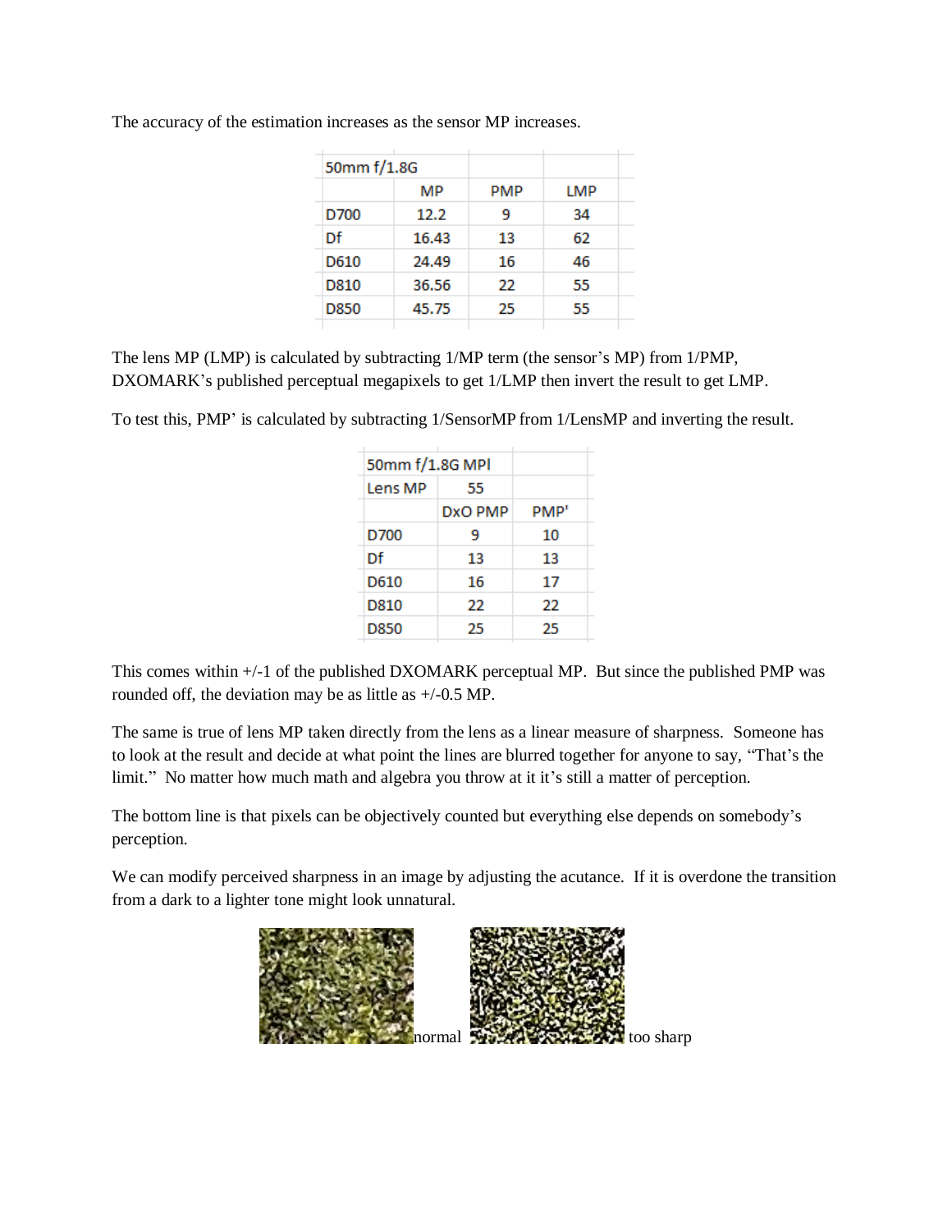The accuracy of the estimation increases as the sensor MP increases.

| 50mm f/1.8G | | | |
|---|---|---|---|
| | MP | PMP | LMP |
| D700 | 12.2 | 9 | 34 |
| Df | 16.43 | 13 | 62 |
| D610 | 24.49 | 16 | 46 |
| D810 | 36.56 | 22 | 55 |
| D850 | 45.75 | 25 | 55 |

The lens MP (LMP) is calculated by subtracting 1/MP term (the sensor's MP) from 1/PMP, DXOMARK's published perceptual megapixels to get 1/LMP then invert the result to get LMP.

To test this, PMP' is calculated by subtracting 1/SensorMP from 1/LensMP and inverting the result.

| 50mm f/1.8G MPl | | |
|---|---|---|
| Lens MP | 55 | |
| | DxO PMP | PMP' |
| D700 | 9 | 10 |
| Df | 13 | 13 |
| D610 | 16 | 17 |
| D810 | 22 | 22 |
| D850 | 25 | 25 |

This comes within +/-1 of the published DXOMARK perceptual MP. But since the published PMP was rounded off, the deviation may be as little as +/-0.5 MP.

The same is true of lens MP taken directly from the lens as a linear measure of sharpness. Someone has to look at the result and decide at what point the lines are blurred together for anyone to say, "That's the limit." No matter how much math and algebra you throw at it it's still a matter of perception.

The bottom line is that pixels can be objectively counted but everything else depends on somebody's perception.

We can modify perceived sharpness in an image by adjusting the acutance. If it is overdone the transition from a dark to a lighter tone might look unnatural.

normal too sharp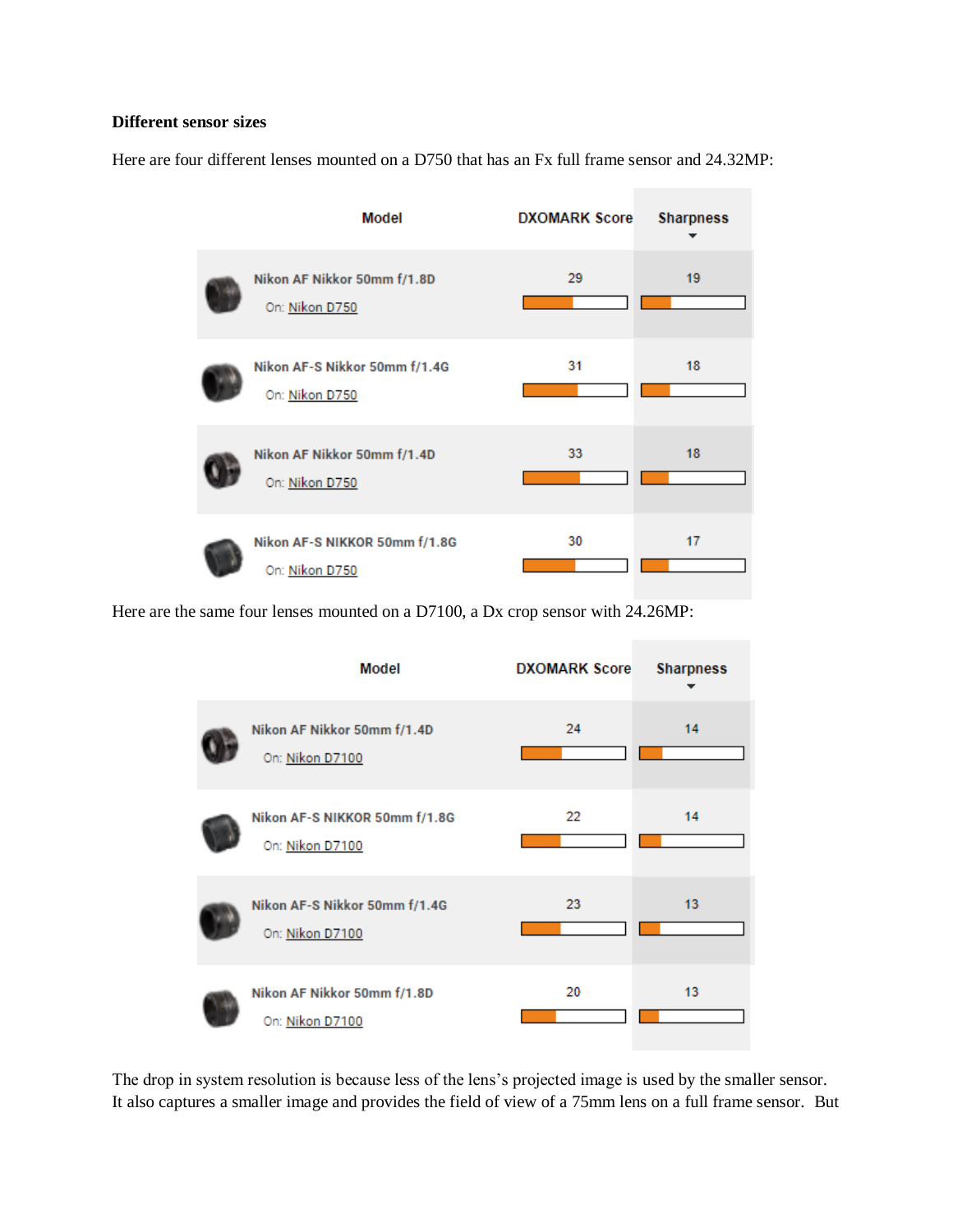**Different sensor sizes**

Here are four different lenses mounted on a D750 that has an Fx full frame sensor and 24.32MP:

| Model | DXOMARK Score | Sharpness |
| --- | --- | --- |
| Nikon AF Nikkor 50mm f/1.8D On: Nikon D750 | 29 | 19 |
| Nikon AF-S Nikkor 50mm f/1.4G On: Nikon D750 | 31 | 18 |
| Nikon AF Nikkor 50mm f/1.4D On: Nikon D750 | 33 | 18 |
| Nikon AF-S NIKKOR 50mm f/1.8G On: Nikon D750 | 30 | 17 |

Here are the same four lenses mounted on a D7100, a Dx crop sensor with 24.26MP:

| Model | DXOMARK Score | Sharpness |
| --- | --- | --- |
| Nikon AF Nikkor 50mm f/1.4D On: Nikon D7100 | 24 | 14 |
| Nikon AF-S NIKKOR 50mm f/1.8G On: Nikon D7100 | 22 | 14 |
| Nikon AF-S Nikkor 50mm f/1.4G On: Nikon D7100 | 23 | 13 |
| Nikon AF Nikkor 50mm f/1.8D On: Nikon D7100 | 20 | 13 |

The drop in system resolution is because less of the lens's projected image is used by the smaller sensor. It also captures a smaller image and provides the field of view of a 75mm lens on a full frame sensor. But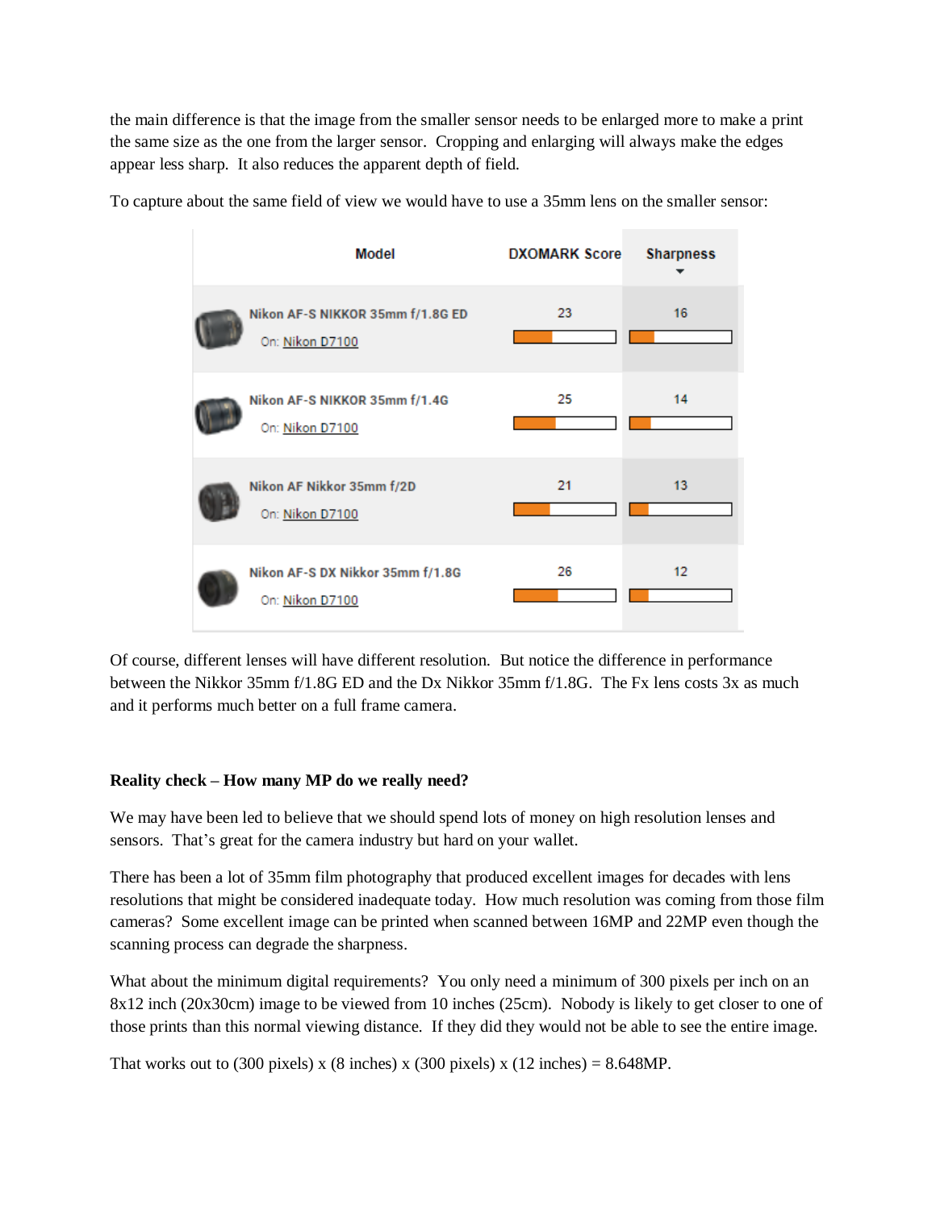the main difference is that the image from the smaller sensor needs to be enlarged more to make a print the same size as the one from the larger sensor. Cropping and enlarging will always make the edges appear less sharp. It also reduces the apparent depth of field.

To capture about the same field of view we would have to use a 35mm lens on the smaller sensor:

| Model | DXOMARK Score | Sharpness |
|---|---|---|
| Nikon AF-S NIKKOR 35mm f/1.8G ED On: Nikon D7100 | 23 | 16 |
| Nikon AF-S NIKKOR 35mm f/1.4G On: Nikon D7100 | 25 | 14 |
| Nikon AF Nikkor 35mm f/2D On: Nikon D7100 | 21 | 13 |
| Nikon AF-S DX Nikkor 35mm f/1.8G On: Nikon D7100 | 26 | 12 |

Of course, different lenses will have different resolution. But notice the difference in performance between the Nikkor 35mm f/1.8G ED and the Dx Nikkor 35mm f/1.8G. The Fx lens costs 3x as much and it performs much better on a full frame camera.

**Reality check – How many MP do we really need?**

We may have been led to believe that we should spend lots of money on high resolution lenses and sensors. That's great for the camera industry but hard on your wallet.

There has been a lot of 35mm film photography that produced excellent images for decades with lens resolutions that might be considered inadequate today. How much resolution was coming from those film cameras? Some excellent image can be printed when scanned between 16MP and 22MP even though the scanning process can degrade the sharpness.

What about the minimum digital requirements? You only need a minimum of 300 pixels per inch on an 8x12 inch (20x30cm) image to be viewed from 10 inches (25cm). Nobody is likely to get closer to one of those prints than this normal viewing distance. If they did they would not be able to see the entire image.

That works out to (300 pixels) x (8 inches) x (300 pixels) x (12 inches) = 8.648MP.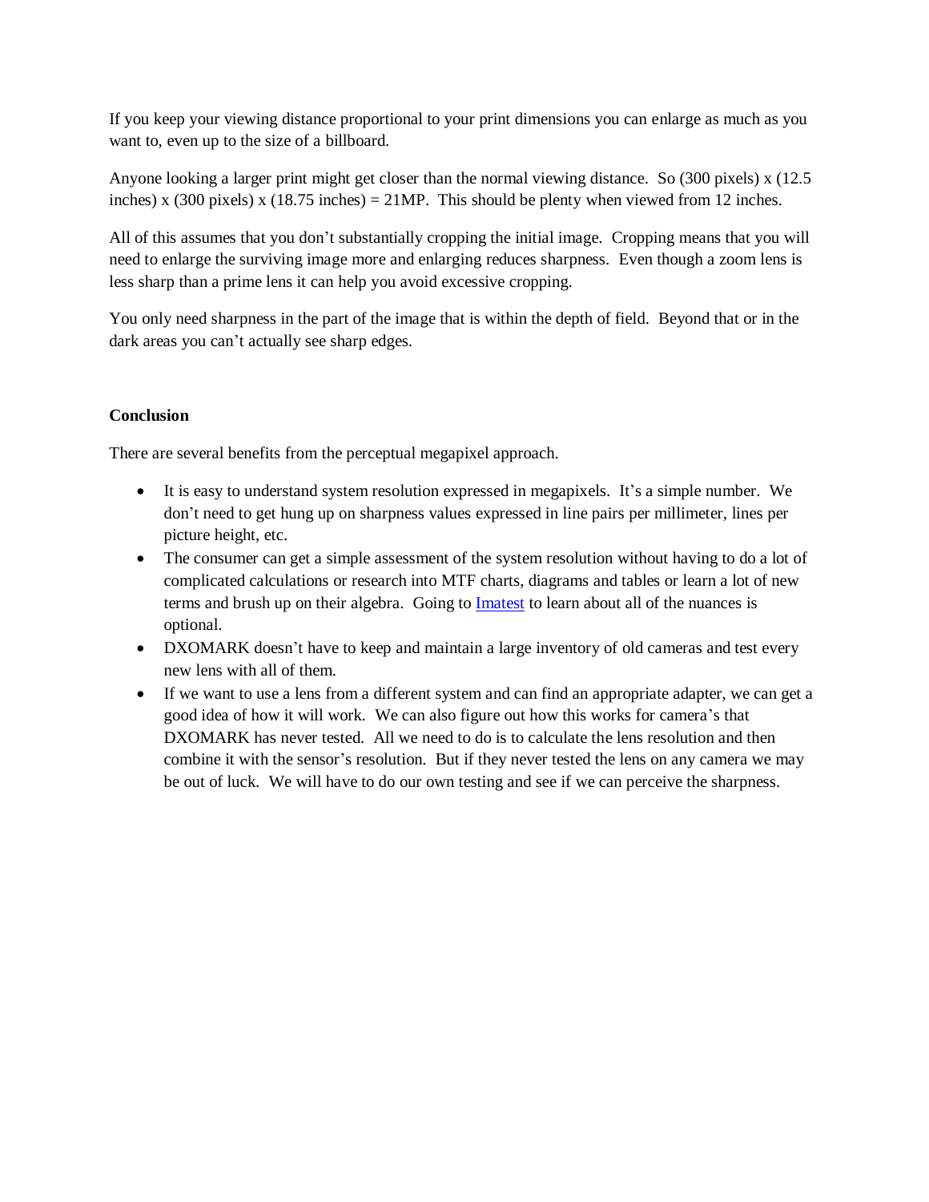If you keep your viewing distance proportional to your print dimensions you can enlarge as much as you want to, even up to the size of a billboard.

Anyone looking a larger print might get closer than the normal viewing distance. So (300 pixels) x (12.5 inches) x (300 pixels) x (18.75 inches) = 21MP. This should be plenty when viewed from 12 inches.

All of this assumes that you don't substantially cropping the initial image. Cropping means that you will need to enlarge the surviving image more and enlarging reduces sharpness. Even though a zoom lens is less sharp than a prime lens it can help you avoid excessive cropping.

You only need sharpness in the part of the image that is within the depth of field. Beyond that or in the dark areas you can't actually see sharp edges.

**Conclusion**

There are several benefits from the perceptual megapixel approach.

- It is easy to understand system resolution expressed in megapixels. It's a simple number. We don't need to get hung up on sharpness values expressed in line pairs per millimeter, lines per picture height, etc.
- The consumer can get a simple assessment of the system resolution without having to do a lot of complicated calculations or research into MTF charts, diagrams and tables or learn a lot of new terms and brush up on their algebra. Going to Imatest to learn about all of the nuances is optional.
- DXOMARK doesn't have to keep and maintain a large inventory of old cameras and test every new lens with all of them.
- If we want to use a lens from a different system and can find an appropriate adapter, we can get a good idea of how it will work. We can also figure out how this works for camera's that DXOMARK has never tested. All we need to do is to calculate the lens resolution and then combine it with the sensor's resolution. But if they never tested the lens on any camera we may be out of luck. We will have to do our own testing and see if we can perceive the sharpness.